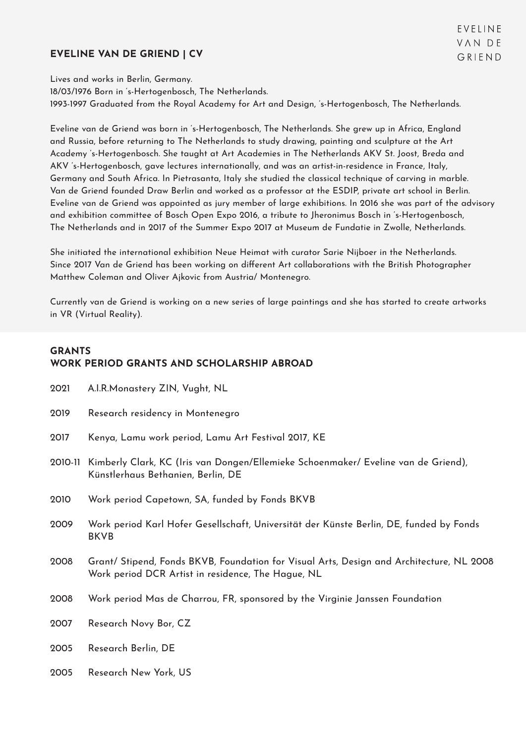# EVELINE VAN DE GRIEND | CV

EVELINE VAN DE GRIEND

Lives and works in Berlin, Germany.
18/03/1976 Born in ´s-Hertogenbosch, The Netherlands.
1993-1997 Graduated from the Royal Academy for Art and Design, ´s-Hertogenbosch, The Netherlands.

Eveline van de Griend was born in ´s-Hertogenbosch, The Netherlands. She grew up in Africa, England and Russia, before returning to The Netherlands to study drawing, painting and sculpture at the Art Academy ´s-Hertogenbosch. She taught at Art Academies in The Netherlands AKV St. Joost, Breda and AKV ´s-Hertogenbosch, gave lectures internationally, and was an artist-in-residence in France, Italy, Germany and South Africa. In Pietrasanta, Italy she studied the classical technique of carving in marble. Van de Griend founded Draw Berlin and worked as a professor at the ESDIP, private art school in Berlin. Eveline van de Griend was appointed as jury member of large exhibitions. In 2016 she was part of the advisory and exhibition committee of Bosch Open Expo 2016, a tribute to Jheronimus Bosch in ´s-Hertogenbosch, The Netherlands and in 2017 of the Summer Expo 2017 at Museum de Fundatie in Zwolle, Netherlands.

She initiated the international exhibition Neue Heimat with curator Sarie Nijboer in the Netherlands. Since 2017 Van de Griend has been working on different Art collaborations with the British Photographer Matthew Coleman and Oliver Ajkovic from Austria/ Montenegro.

Currently van de Griend is working on a new series of large paintings and she has started to create artworks in VR (Virtual Reality).

## GRANTS
## WORK PERIOD GRANTS AND SCHOLARSHIP ABROAD

2021 A.I.R.Monastery ZIN, Vught, NL

2019 Research residency in Montenegro

2017 Kenya, Lamu work period, Lamu Art Festival 2017, KE

2010-11 Kimberly Clark, KC (Iris van Dongen/Ellemieke Schoenmaker/ Eveline van de Griend), Künstlerhaus Bethanien, Berlin, DE

2010 Work period Capetown, SA, funded by Fonds BKVB

2009 Work period Karl Hofer Gesellschaft, Universität der Künste Berlin, DE, funded by Fonds BKVB

2008 Grant/ Stipend, Fonds BKVB, Foundation for Visual Arts, Design and Architecture, NL 2008 Work period DCR Artist in residence, The Hague, NL

2008 Work period Mas de Charrou, FR, sponsored by the Virginie Janssen Foundation

2007 Research Novy Bor, CZ

2005 Research Berlin, DE

2005 Research New York, US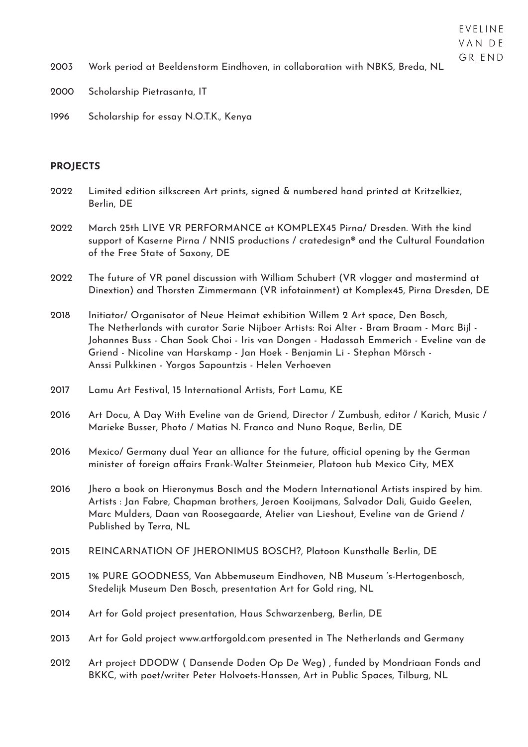2003 Work period at Beeldenstorm Eindhoven, in collaboration with NBKS, Breda, NL

2000 Scholarship Pietrasanta, IT

1996 Scholarship for essay N.O.T.K., Kenya

## PROJECTS

2022 Limited edition silkscreen Art prints, signed & numbered hand printed at Kritzelkiez, Berlin, DE

2022 March 25th LIVE VR PERFORMANCE at KOMPLEX45 Pirna/ Dresden. With the kind support of Kaserne Pirna / NNIS productions / cratedesign® and the Cultural Foundation of the Free State of Saxony, DE

2022 The future of VR panel discussion with William Schubert (VR vlogger and mastermind at Dinextion) and Thorsten Zimmermann (VR infotainment) at Komplex45, Pirna Dresden, DE

2018 Initiator/ Organisator of Neue Heimat exhibition Willem 2 Art space, Den Bosch, The Netherlands with curator Sarie Nijboer Artists: Roi Alter - Bram Braam - Marc Bijl - Johannes Buss - Chan Sook Choi - Iris van Dongen - Hadassah Emmerich - Eveline van de Griend - Nicoline van Harskamp - Jan Hoek - Benjamin Li - Stephan Mörsch - Anssi Pulkkinen - Yorgos Sapountzis - Helen Verhoeven

2017 Lamu Art Festival, 15 International Artists, Fort Lamu, KE

2016 Art Docu, A Day With Eveline van de Griend, Director / Zumbush, editor / Karich, Music / Marieke Busser, Photo / Matias N. Franco and Nuno Roque, Berlin, DE

2016 Mexico/ Germany dual Year an alliance for the future, official opening by the German minister of foreign affairs Frank-Walter Steinmeier, Platoon hub Mexico City, MEX

2016 Jhero a book on Hieronymus Bosch and the Modern International Artists inspired by him. Artists : Jan Fabre, Chapman brothers, Jeroen Kooijmans, Salvador Dali, Guido Geelen, Marc Mulders, Daan van Roosegaarde, Atelier van Lieshout, Eveline van de Griend / Published by Terra, NL

2015 REINCARNATION OF JHERONIMUS BOSCH?, Platoon Kunsthalle Berlin, DE

2015 1% PURE GOODNESS, Van Abbemuseum Eindhoven, NB Museum ´s-Hertogenbosch, Stedelijk Museum Den Bosch, presentation Art for Gold ring, NL

2014 Art for Gold project presentation, Haus Schwarzenberg, Berlin, DE

2013 Art for Gold project www.artforgold.com presented in The Netherlands and Germany

2012 Art project DDODW ( Dansende Doden Op De Weg) , funded by Mondriaan Fonds and BKKC, with poet/writer Peter Holvoets-Hanssen, Art in Public Spaces, Tilburg, NL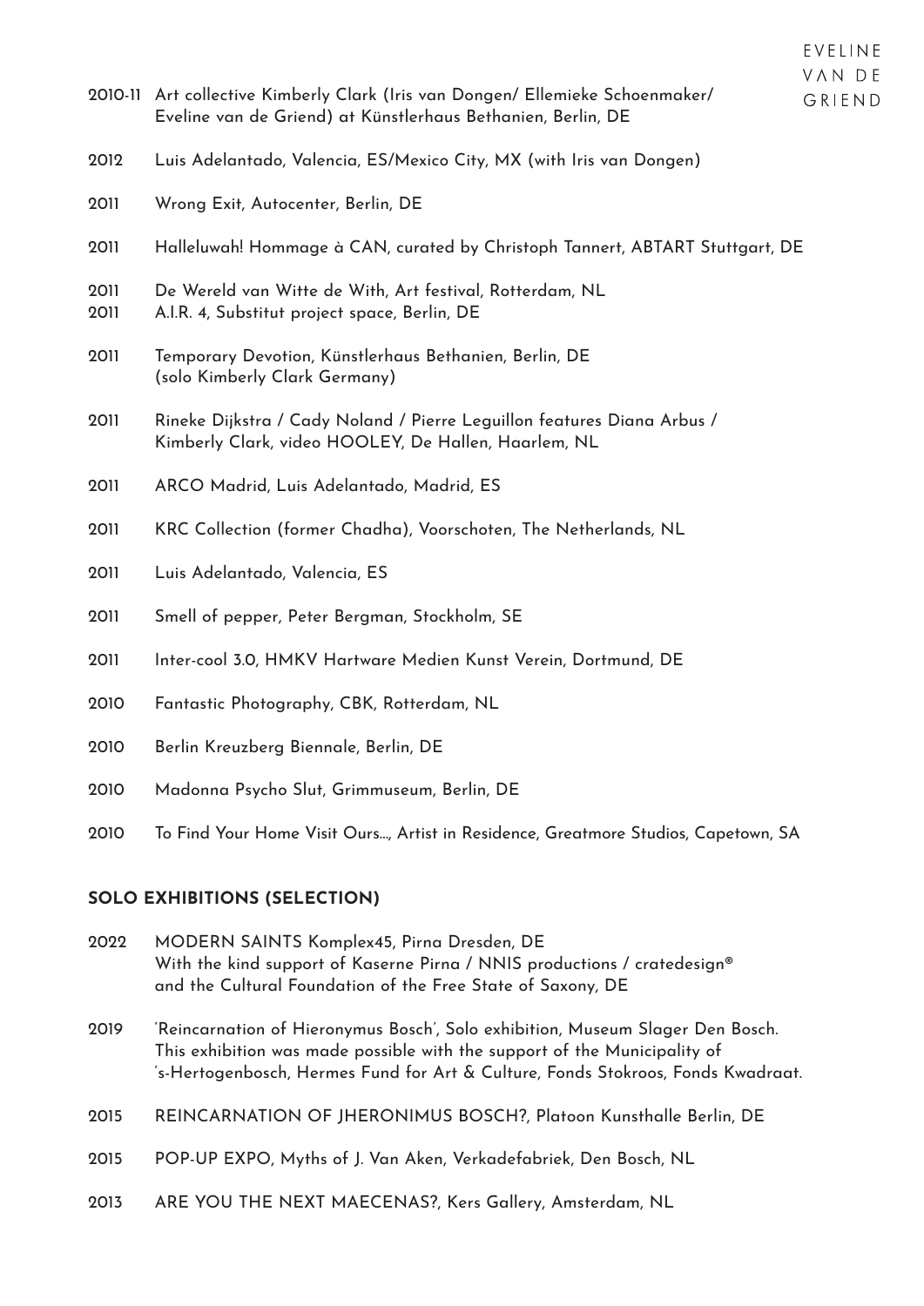2010-11 Art collective Kimberly Clark (Iris van Dongen/ Ellemieke Schoenmaker/ Eveline van de Griend) at Künstlerhaus Bethanien, Berlin, DE

2012 Luis Adelantado, Valencia, ES/Mexico City, MX (with Iris van Dongen)

2011 Wrong Exit, Autocenter, Berlin, DE

2011 Halleluwah! Hommage à CAN, curated by Christoph Tannert, ABTART Stuttgart, DE

2011 De Wereld van Witte de With, Art festival, Rotterdam, NL
2011 A.I.R. 4, Substitut project space, Berlin, DE

2011 Temporary Devotion, Künstlerhaus Bethanien, Berlin, DE (solo Kimberly Clark Germany)

2011 Rineke Dijkstra / Cady Noland / Pierre Leguillon features Diana Arbus / Kimberly Clark, video HOOLEY, De Hallen, Haarlem, NL

2011 ARCO Madrid, Luis Adelantado, Madrid, ES

2011 KRC Collection (former Chadha), Voorschoten, The Netherlands, NL

2011 Luis Adelantado, Valencia, ES

2011 Smell of pepper, Peter Bergman, Stockholm, SE

2011 Inter-cool 3.0, HMKV Hartware Medien Kunst Verein, Dortmund, DE

2010 Fantastic Photography, CBK, Rotterdam, NL

2010 Berlin Kreuzberg Biennale, Berlin, DE

2010 Madonna Psycho Slut, Grimmuseum, Berlin, DE

2010 To Find Your Home Visit Ours..., Artist in Residence, Greatmore Studios, Capetown, SA

## SOLO EXHIBITIONS (SELECTION)

2022 MODERN SAINTS Komplex45, Pirna Dresden, DE
With the kind support of Kaserne Pirna / NNIS productions / cratedesign® and the Cultural Foundation of the Free State of Saxony, DE

2019 'Reincarnation of Hieronymus Bosch', Solo exhibition, Museum Slager Den Bosch. This exhibition was made possible with the support of the Municipality of 's-Hertogenbosch, Hermes Fund for Art & Culture, Fonds Stokroos, Fonds Kwadraat.

2015 REINCARNATION OF JHERONIMUS BOSCH?, Platoon Kunsthalle Berlin, DE

2015 POP-UP EXPO, Myths of J. Van Aken, Verkadefabriek, Den Bosch, NL

2013 ARE YOU THE NEXT MAECENAS?, Kers Gallery, Amsterdam, NL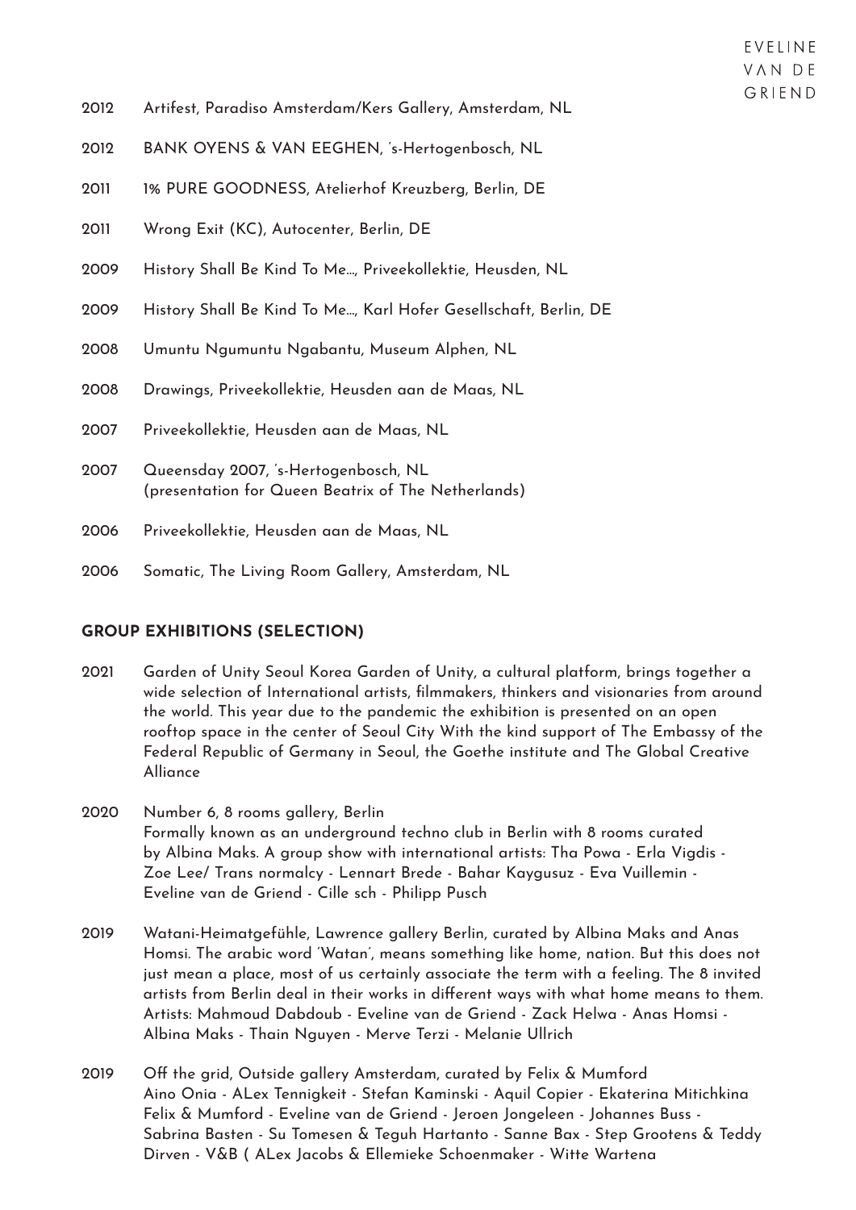2012 Artifest, Paradiso Amsterdam/Kers Gallery, Amsterdam, NL

2012 BANK OYENS & VAN EEGHEN, 's-Hertogenbosch, NL

2011 1% PURE GOODNESS, Atelierhof Kreuzberg, Berlin, DE

2011 Wrong Exit (KC), Autocenter, Berlin, DE

2009 History Shall Be Kind To Me…, Priveekollektie, Heusden, NL

2009 History Shall Be Kind To Me…, Karl Hofer Gesellschaft, Berlin, DE

2008 Umuntu Ngumuntu Ngabantu, Museum Alphen, NL

2008 Drawings, Priveekollektie, Heusden aan de Maas, NL

2007 Priveekollektie, Heusden aan de Maas, NL

2007 Queensday 2007, 's-Hertogenbosch, NL
(presentation for Queen Beatrix of The Netherlands)

2006 Priveekollektie, Heusden aan de Maas, NL

2006 Somatic, The Living Room Gallery, Amsterdam, NL

## GROUP EXHIBITIONS (SELECTION)

2021 Garden of Unity Seoul Korea Garden of Unity, a cultural platform, brings together a wide selection of International artists, filmmakers, thinkers and visionaries from around the world. This year due to the pandemic the exhibition is presented on an open rooftop space in the center of Seoul City With the kind support of The Embassy of the Federal Republic of Germany in Seoul, the Goethe institute and The Global Creative Alliance

2020 Number 6, 8 rooms gallery, Berlin
Formally known as an underground techno club in Berlin with 8 rooms curated by Albina Maks. A group show with international artists: Tha Powa - Erla Vigdis - Zoe Lee/ Trans normalcy - Lennart Brede - Bahar Kaygusuz - Eva Vuillemin - Eveline van de Griend - Cille sch - Philipp Pusch

2019 Watani-Heimatgefühle, Lawrence gallery Berlin, curated by Albina Maks and Anas Homsi. The arabic word 'Watan', means something like home, nation. But this does not just mean a place, most of us certainly associate the term with a feeling. The 8 invited artists from Berlin deal in their works in different ways with what home means to them. Artists: Mahmoud Dabdoub - Eveline van de Griend - Zack Helwa - Anas Homsi - Albina Maks - Thain Nguyen - Merve Terzi - Melanie Ullrich

2019 Off the grid, Outside gallery Amsterdam, curated by Felix & Mumford
Aino Onia - ALex Tennigkeit - Stefan Kaminski - Aquil Copier - Ekaterina Mitichkina
Felix & Mumford - Eveline van de Griend - Jeroen Jongeleen - Johannes Buss - Sabrina Basten - Su Tomesen & Teguh Hartanto - Sanne Bax - Step Grootens & Teddy Dirven - V&B ( ALex Jacobs & Ellemieke Schoenmaker - Witte Wartena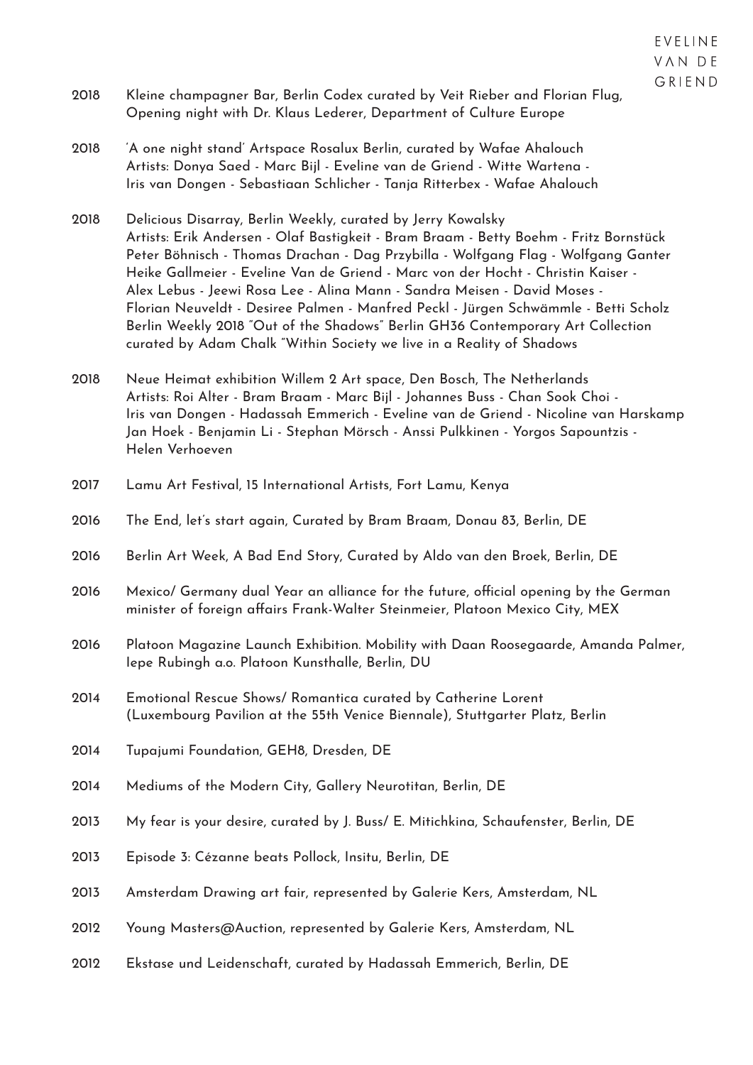2018 Kleine champagner Bar, Berlin Codex curated by Veit Rieber and Florian Flug, Opening night with Dr. Klaus Lederer, Department of Culture Europe

2018 'A one night stand' Artspace Rosalux Berlin, curated by Wafae Ahalouch
Artists: Donya Saed - Marc Bijl - Eveline van de Griend - Witte Wartena - Iris van Dongen - Sebastiaan Schlicher - Tanja Ritterbex - Wafae Ahalouch

2018 Delicious Disarray, Berlin Weekly, curated by Jerry Kowalsky
Artists: Erik Andersen - Olaf Bastigkeit - Bram Braam - Betty Boehm - Fritz Bornstück Peter Böhnisch - Thomas Drachan - Dag Przybilla - Wolfgang Flag - Wolfgang Ganter Heike Gallmeier - Eveline Van de Griend - Marc von der Hocht - Christin Kaiser - Alex Lebus - Jeewi Rosa Lee - Alina Mann - Sandra Meisen - David Moses - Florian Neuveldt - Desiree Palmen - Manfred Peckl - Jürgen Schwämmle - Betti Scholz Berlin Weekly 2018 "Out of the Shadows" Berlin GH36 Contemporary Art Collection curated by Adam Chalk "Within Society we live in a Reality of Shadows

2018 Neue Heimat exhibition Willem 2 Art space, Den Bosch, The Netherlands
Artists: Roi Alter - Bram Braam - Marc Bijl - Johannes Buss - Chan Sook Choi - Iris van Dongen - Hadassah Emmerich - Eveline van de Griend - Nicoline van Harskamp Jan Hoek - Benjamin Li - Stephan Mörsch - Anssi Pulkkinen - Yorgos Sapountzis - Helen Verhoeven

2017 Lamu Art Festival, 15 International Artists, Fort Lamu, Kenya

2016 The End, let's start again, Curated by Bram Braam, Donau 83, Berlin, DE

2016 Berlin Art Week, A Bad End Story, Curated by Aldo van den Broek, Berlin, DE

2016 Mexico/ Germany dual Year an alliance for the future, official opening by the German minister of foreign affairs Frank-Walter Steinmeier, Platoon Mexico City, MEX

2016 Platoon Magazine Launch Exhibition. Mobility with Daan Roosegaarde, Amanda Palmer, Iepe Rubingh a.o. Platoon Kunsthalle, Berlin, DU

2014 Emotional Rescue Shows/ Romantica curated by Catherine Lorent (Luxembourg Pavilion at the 55th Venice Biennale), Stuttgarter Platz, Berlin

2014 Tupajumi Foundation, GEH8, Dresden, DE

2014 Mediums of the Modern City, Gallery Neurotitan, Berlin, DE

2013 My fear is your desire, curated by J. Buss/ E. Mitichkina, Schaufenster, Berlin, DE

2013 Episode 3: Cézanne beats Pollock, Insitu, Berlin, DE

2013 Amsterdam Drawing art fair, represented by Galerie Kers, Amsterdam, NL

2012 Young Masters@Auction, represented by Galerie Kers, Amsterdam, NL

2012 Ekstase und Leidenschaft, curated by Hadassah Emmerich, Berlin, DE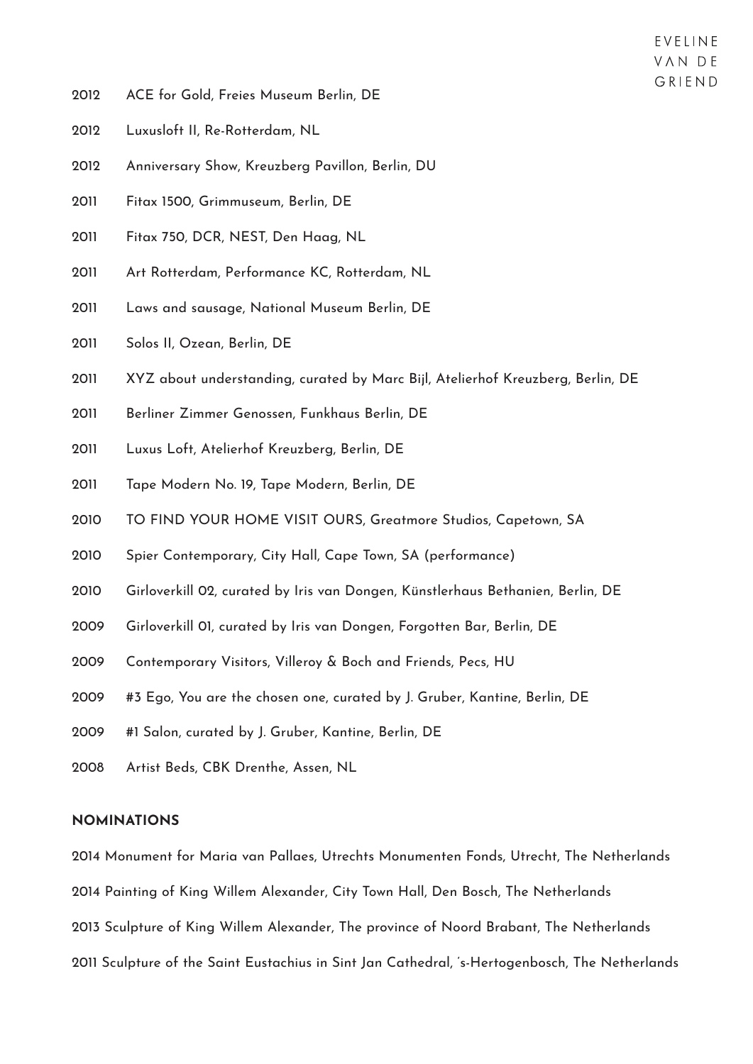2012 ACE for Gold, Freies Museum Berlin, DE

2012 Luxusloft II, Re-Rotterdam, NL

2012 Anniversary Show, Kreuzberg Pavillon, Berlin, DU

2011 Fitax 1500, Grimmuseum, Berlin, DE

2011 Fitax 750, DCR, NEST, Den Haag, NL

2011 Art Rotterdam, Performance KC, Rotterdam, NL

2011 Laws and sausage, National Museum Berlin, DE

2011 Solos II, Ozean, Berlin, DE

2011 XYZ about understanding, curated by Marc Bijl, Atelierhof Kreuzberg, Berlin, DE

2011 Berliner Zimmer Genossen, Funkhaus Berlin, DE

2011 Luxus Loft, Atelierhof Kreuzberg, Berlin, DE

2011 Tape Modern No. 19, Tape Modern, Berlin, DE

2010 TO FIND YOUR HOME VISIT OURS, Greatmore Studios, Capetown, SA

2010 Spier Contemporary, City Hall, Cape Town, SA (performance)

2010 Girloverkill 02, curated by Iris van Dongen, Künstlerhaus Bethanien, Berlin, DE

2009 Girloverkill 01, curated by Iris van Dongen, Forgotten Bar, Berlin, DE

2009 Contemporary Visitors, Villeroy & Boch and Friends, Pecs, HU

2009 #3 Ego, You are the chosen one, curated by J. Gruber, Kantine, Berlin, DE

2009 #1 Salon, curated by J. Gruber, Kantine, Berlin, DE

2008 Artist Beds, CBK Drenthe, Assen, NL

**NOMINATIONS**

2014 Monument for Maria van Pallaes, Utrechts Monumenten Fonds, Utrecht, The Netherlands

2014 Painting of King Willem Alexander, City Town Hall, Den Bosch, The Netherlands

2013 Sculpture of King Willem Alexander, The province of Noord Brabant, The Netherlands

2011 Sculpture of the Saint Eustachius in Sint Jan Cathedral, 's-Hertogenbosch, The Netherlands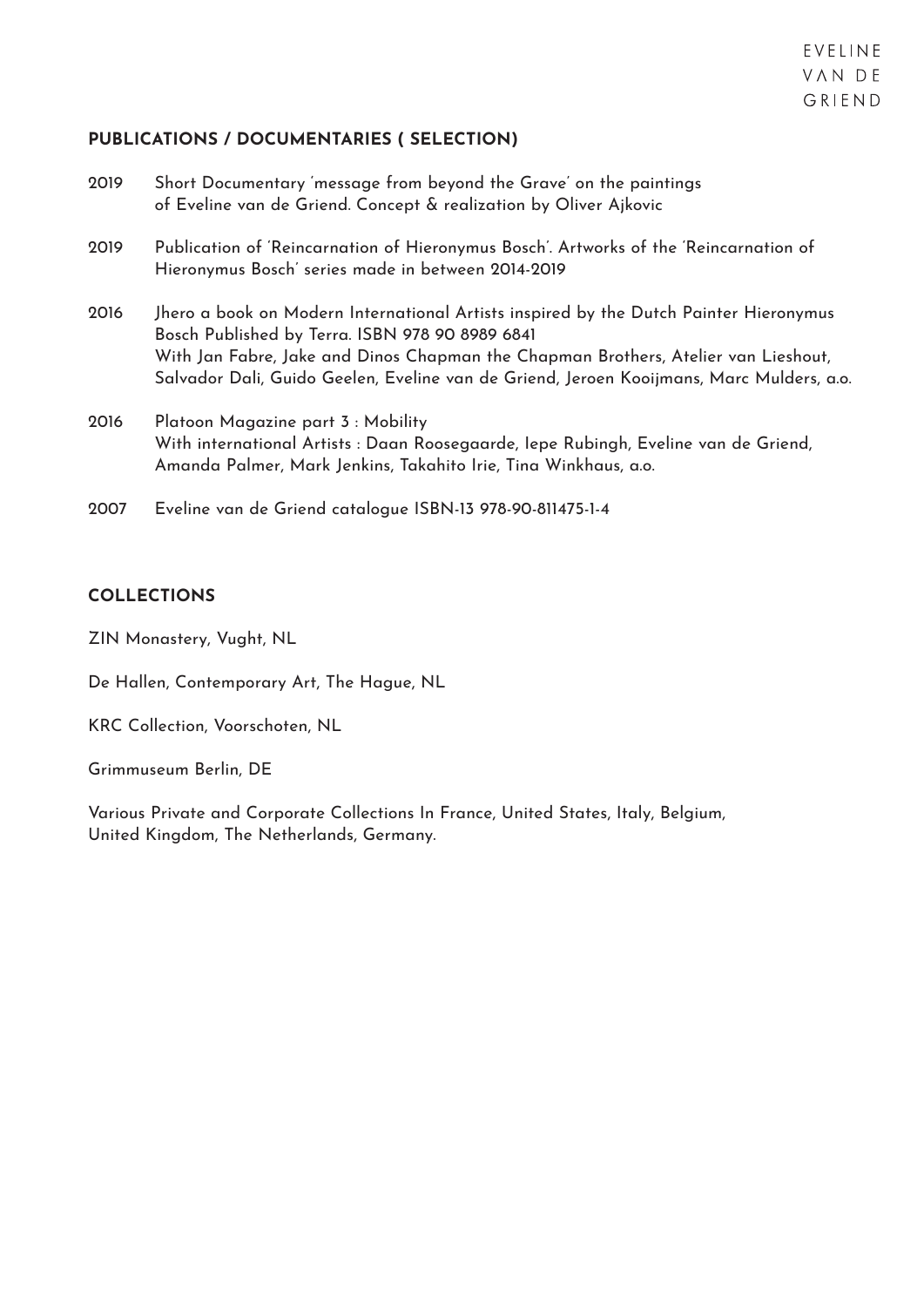## PUBLICATIONS / DOCUMENTARIES ( SELECTION)

2019 Short Documentary 'message from beyond the Grave' on the paintings of Eveline van de Griend. Concept & realization by Oliver Ajkovic

2019 Publication of 'Reincarnation of Hieronymus Bosch'. Artworks of the 'Reincarnation of Hieronymus Bosch' series made in between 2014-2019

2016 Jhero a book on Modern International Artists inspired by the Dutch Painter Hieronymus Bosch Published by Terra. ISBN 978 90 8989 6841
With Jan Fabre, Jake and Dinos Chapman the Chapman Brothers, Atelier van Lieshout, Salvador Dali, Guido Geelen, Eveline van de Griend, Jeroen Kooijmans, Marc Mulders, a.o.

2016 Platoon Magazine part 3 : Mobility
With international Artists : Daan Roosegaarde, Iepe Rubingh, Eveline van de Griend, Amanda Palmer, Mark Jenkins, Takahito Irie, Tina Winkhaus, a.o.

2007 Eveline van de Griend catalogue ISBN-13 978-90-811475-1-4

## COLLECTIONS

ZIN Monastery, Vught, NL

De Hallen, Contemporary Art, The Hague, NL

KRC Collection, Voorschoten, NL

Grimmuseum Berlin, DE

Various Private and Corporate Collections In France, United States, Italy, Belgium, United Kingdom, The Netherlands, Germany.